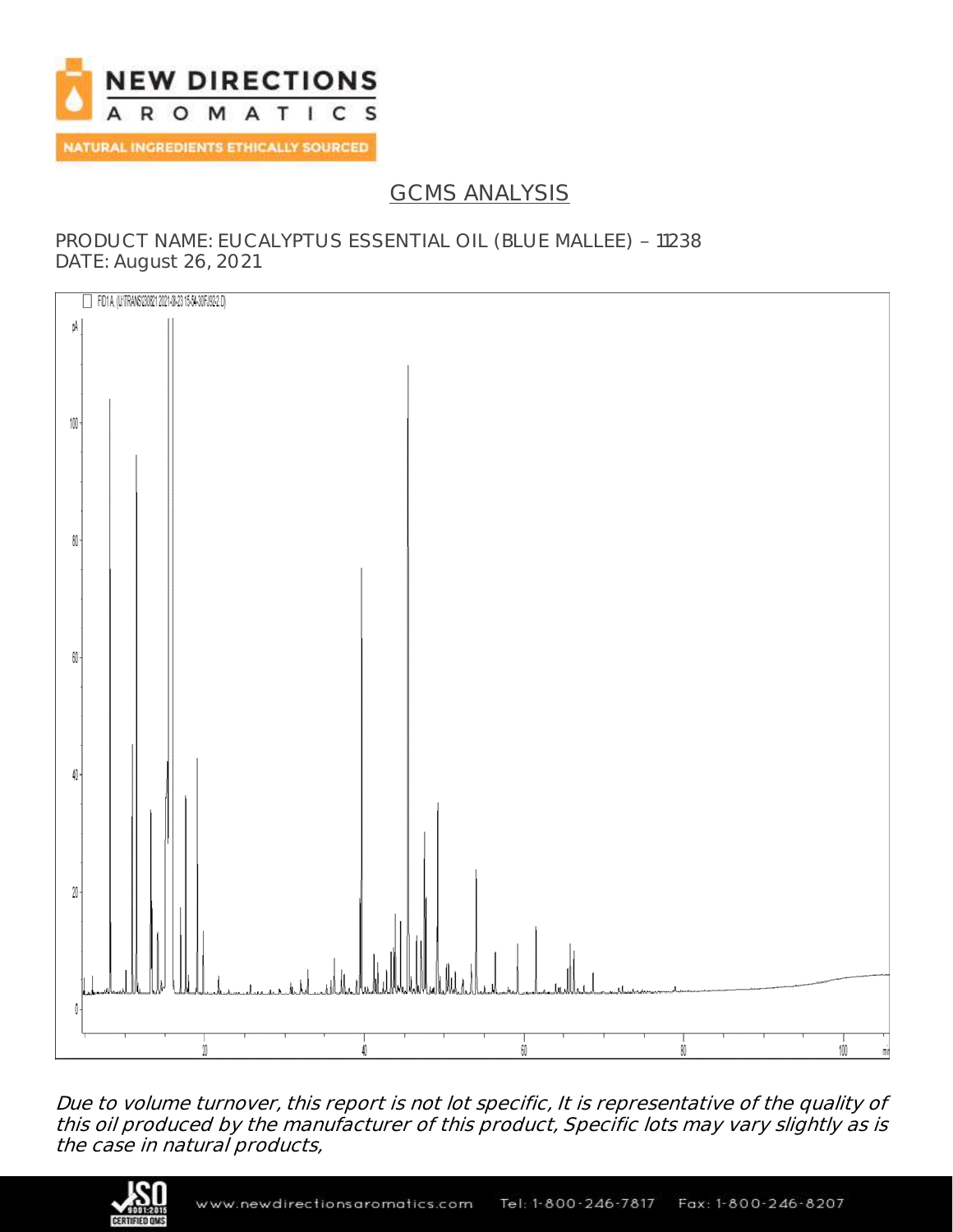NEW DIRECTIONS AROMATICS

NATURAL INGREDIENTS ETHICALLY SOURCED

# GCMS ANALYSIS

PRODUCT NAME: EUCALYPTUS ESSENTIAL OIL (BLUE MALLEE) – 11238
DATE: August 26, 2021

*Due to volume turnover, this report is not lot specific, It is representative of the quality of this oil produced by the manufacturer of this product, Specific lots may vary slightly as is the case in natural products,*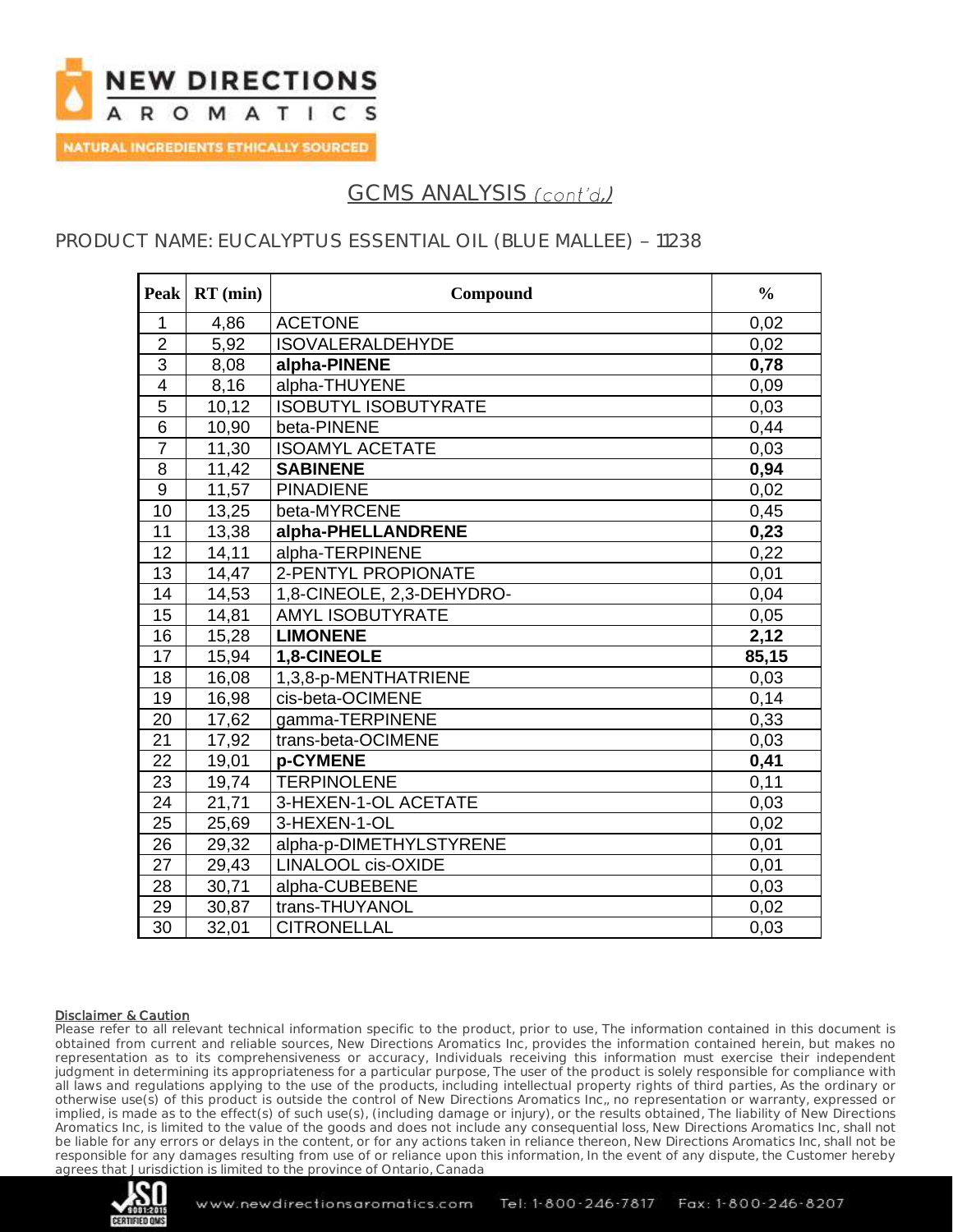## GCMS ANALYSIS *(cont'd.)*

### PRODUCT NAME: EUCALYPTUS ESSENTIAL OIL (BLUE MALLEE) – 11238

| Peak | RT (min) | Compound | % |
|---|---|---|---|
| 1 | 4,86 | ACETONE | 0,02 |
| 2 | 5,92 | ISOVALERALDEHYDE | 0,02 |
| 3 | 8,08 | **alpha-PINENE** | **0,78** |
| 4 | 8,16 | alpha-THUYENE | 0,09 |
| 5 | 10,12 | ISOBUTYL ISOBUTYRATE | 0,03 |
| 6 | 10,90 | beta-PINENE | 0,44 |
| 7 | 11,30 | ISOAMYL ACETATE | 0,03 |
| 8 | 11,42 | **SABINENE** | **0,94** |
| 9 | 11,57 | PINADIENE | 0,02 |
| 10 | 13,25 | beta-MYRCENE | 0,45 |
| 11 | 13,38 | **alpha-PHELLANDRENE** | **0,23** |
| 12 | 14,11 | alpha-TERPINENE | 0,22 |
| 13 | 14,47 | 2-PENTYL PROPIONATE | 0,01 |
| 14 | 14,53 | 1,8-CINEOLE, 2,3-DEHYDRO- | 0,04 |
| 15 | 14,81 | AMYL ISOBUTYRATE | 0,05 |
| 16 | 15,28 | **LIMONENE** | **2,12** |
| 17 | 15,94 | **1,8-CINEOLE** | **85,15** |
| 18 | 16,08 | 1,3,8-p-MENTHATRIENE | 0,03 |
| 19 | 16,98 | cis-beta-OCIMENE | 0,14 |
| 20 | 17,62 | gamma-TERPINENE | 0,33 |
| 21 | 17,92 | trans-beta-OCIMENE | 0,03 |
| 22 | 19,01 | **p-CYMENE** | **0,41** |
| 23 | 19,74 | TERPINOLENE | 0,11 |
| 24 | 21,71 | 3-HEXEN-1-OL ACETATE | 0,03 |
| 25 | 25,69 | 3-HEXEN-1-OL | 0,02 |
| 26 | 29,32 | alpha-p-DIMETHYLSTYRENE | 0,01 |
| 27 | 29,43 | LINALOOL cis-OXIDE | 0,01 |
| 28 | 30,71 | alpha-CUBEBENE | 0,03 |
| 29 | 30,87 | trans-THUYANOL | 0,02 |
| 30 | 32,01 | CITRONELLAL | 0,03 |

**Disclaimer & Caution**

Please refer to all relevant technical information specific to the product, prior to use, The information contained in this document is obtained from current and reliable sources, New Directions Aromatics Inc, provides the information contained herein, but makes no representation as to its comprehensiveness or accuracy, Individuals receiving this information must exercise their independent judgment in determining its appropriateness for a particular purpose, The user of the product is solely responsible for compliance with all laws and regulations applying to the use of the products, including intellectual property rights of third parties, As the ordinary or otherwise use(s) of this product is outside the control of New Directions Aromatics Inc,, no representation or warranty, expressed or implied, is made as to the effect(s) of such use(s), (including damage or injury), or the results obtained, The liability of New Directions Aromatics Inc, is limited to the value of the goods and does not include any consequential loss, New Directions Aromatics Inc, shall not be liable for any errors or delays in the content, or for any actions taken in reliance thereon, New Directions Aromatics Inc, shall not be responsible for any damages resulting from use of or reliance upon this information, In the event of any dispute, the Customer hereby agrees that Jurisdiction is limited to the province of Ontario, Canada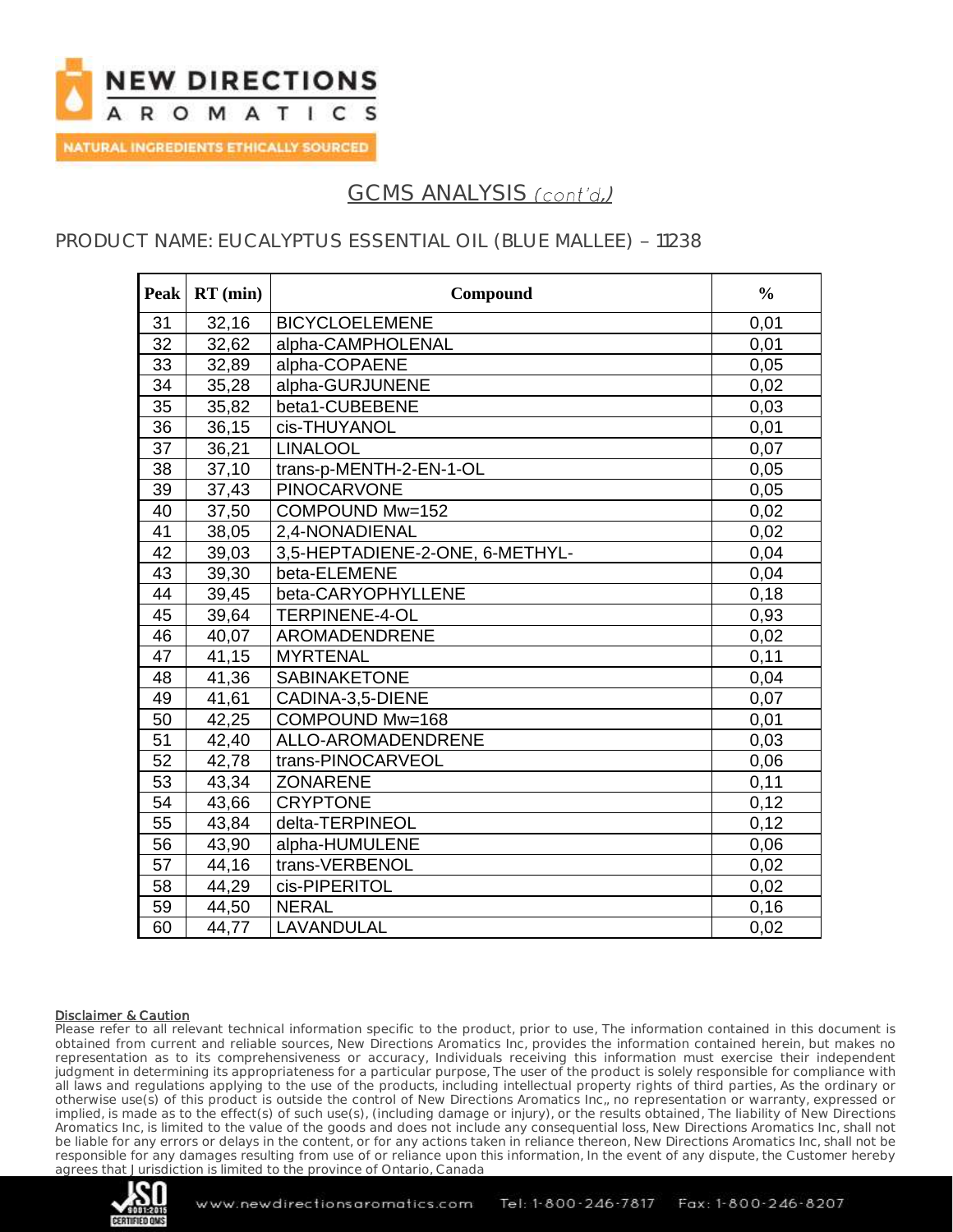NEW DIRECTIONS AROMATICS

NATURAL INGREDIENTS ETHICALLY SOURCED

## GCMS ANALYSIS *(cont'd.)*

### PRODUCT NAME: EUCALYPTUS ESSENTIAL OIL (BLUE MALLEE) – 11238

| Peak | RT (min) | Compound | % |
|---|---|---|---|
| 31 | 32,16 | BICYCLOELEMENE | 0,01 |
| 32 | 32,62 | alpha-CAMPHOLENAL | 0,01 |
| 33 | 32,89 | alpha-COPAENE | 0,05 |
| 34 | 35,28 | alpha-GURJUNENE | 0,02 |
| 35 | 35,82 | beta1-CUBEBENE | 0,03 |
| 36 | 36,15 | cis-THUYANOL | 0,01 |
| 37 | 36,21 | LINALOOL | 0,07 |
| 38 | 37,10 | trans-p-MENTH-2-EN-1-OL | 0,05 |
| 39 | 37,43 | PINOCARVONE | 0,05 |
| 40 | 37,50 | COMPOUND Mw=152 | 0,02 |
| 41 | 38,05 | 2,4-NONADIENAL | 0,02 |
| 42 | 39,03 | 3,5-HEPTADIENE-2-ONE, 6-METHYL- | 0,04 |
| 43 | 39,30 | beta-ELEMENE | 0,04 |
| 44 | 39,45 | beta-CARYOPHYLLENE | 0,18 |
| 45 | 39,64 | TERPINENE-4-OL | 0,93 |
| 46 | 40,07 | AROMADENDRENE | 0,02 |
| 47 | 41,15 | MYRTENAL | 0,11 |
| 48 | 41,36 | SABINAKETONE | 0,04 |
| 49 | 41,61 | CADINA-3,5-DIENE | 0,07 |
| 50 | 42,25 | COMPOUND Mw=168 | 0,01 |
| 51 | 42,40 | ALLO-AROMADENDRENE | 0,03 |
| 52 | 42,78 | trans-PINOCARVEOL | 0,06 |
| 53 | 43,34 | ZONARENE | 0,11 |
| 54 | 43,66 | CRYPTONE | 0,12 |
| 55 | 43,84 | delta-TERPINEOL | 0,12 |
| 56 | 43,90 | alpha-HUMULENE | 0,06 |
| 57 | 44,16 | trans-VERBENOL | 0,02 |
| 58 | 44,29 | cis-PIPERITOL | 0,02 |
| 59 | 44,50 | NERAL | 0,16 |
| 60 | 44,77 | LAVANDULAL | 0,02 |

**Disclaimer & Caution**

Please refer to all relevant technical information specific to the product, prior to use, The information contained in this document is obtained from current and reliable sources, New Directions Aromatics Inc, provides the information contained herein, but makes no representation as to its comprehensiveness or accuracy, Individuals receiving this information must exercise their independent judgment in determining its appropriateness for a particular purpose, The user of the product is solely responsible for compliance with all laws and regulations applying to the use of the products, including intellectual property rights of third parties, As the ordinary or otherwise use(s) of this product is outside the control of New Directions Aromatics Inc,, no representation or warranty, expressed or implied, is made as to the effect(s) of such use(s), (including damage or injury), or the results obtained, The liability of New Directions Aromatics Inc, is limited to the value of the goods and does not include any consequential loss, New Directions Aromatics Inc, shall not be liable for any errors or delays in the content, or for any actions taken in reliance thereon, New Directions Aromatics Inc, shall not be responsible for any damages resulting from use of or reliance upon this information, In the event of any dispute, the Customer hereby agrees that Jurisdiction is limited to the province of Ontario, Canada

www.newdirectionsaromatics.com Tel: 1-800-246-7817 Fax: 1-800-246-8207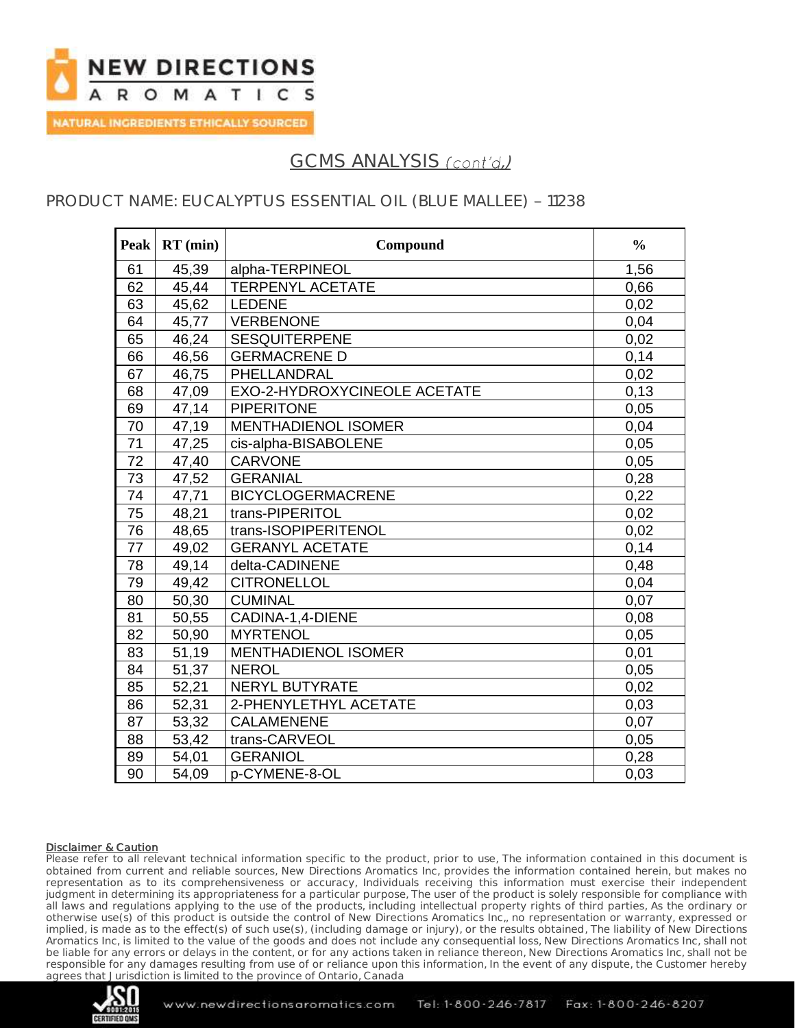## GCMS ANALYSIS *(cont'd.)*

PRODUCT NAME: EUCALYPTUS ESSENTIAL OIL (BLUE MALLEE) – 11238

| Peak | RT (min) | Compound | % |
|---|---|---|---|
| 61 | 45,39 | alpha-TERPINEOL | 1,56 |
| 62 | 45,44 | TERPENYL ACETATE | 0,66 |
| 63 | 45,62 | LEDENE | 0,02 |
| 64 | 45,77 | VERBENONE | 0,04 |
| 65 | 46,24 | SESQUITERPENE | 0,02 |
| 66 | 46,56 | GERMACRENE D | 0,14 |
| 67 | 46,75 | PHELLANDRAL | 0,02 |
| 68 | 47,09 | EXO-2-HYDROXYCINEOLE ACETATE | 0,13 |
| 69 | 47,14 | PIPERITONE | 0,05 |
| 70 | 47,19 | MENTHADIENOL ISOMER | 0,04 |
| 71 | 47,25 | cis-alpha-BISABOLENE | 0,05 |
| 72 | 47,40 | CARVONE | 0,05 |
| 73 | 47,52 | GERANIAL | 0,28 |
| 74 | 47,71 | BICYCLOGERMACRENE | 0,22 |
| 75 | 48,21 | trans-PIPERITOL | 0,02 |
| 76 | 48,65 | trans-ISOPIPERITENOL | 0,02 |
| 77 | 49,02 | GERANYL ACETATE | 0,14 |
| 78 | 49,14 | delta-CADINENE | 0,48 |
| 79 | 49,42 | CITRONELLOL | 0,04 |
| 80 | 50,30 | CUMINAL | 0,07 |
| 81 | 50,55 | CADINA-1,4-DIENE | 0,08 |
| 82 | 50,90 | MYRTENOL | 0,05 |
| 83 | 51,19 | MENTHADIENOL ISOMER | 0,01 |
| 84 | 51,37 | NEROL | 0,05 |
| 85 | 52,21 | NERYL BUTYRATE | 0,02 |
| 86 | 52,31 | 2-PHENYLETHYL ACETATE | 0,03 |
| 87 | 53,32 | CALAMENENE | 0,07 |
| 88 | 53,42 | trans-CARVEOL | 0,05 |
| 89 | 54,01 | GERANIOL | 0,28 |
| 90 | 54,09 | p-CYMENE-8-OL | 0,03 |

**Disclaimer & Caution**

Please refer to all relevant technical information specific to the product, prior to use, The information contained in this document is obtained from current and reliable sources, New Directions Aromatics Inc, provides the information contained herein, but makes no representation as to its comprehensiveness or accuracy, Individuals receiving this information must exercise their independent judgment in determining its appropriateness for a particular purpose, The user of the product is solely responsible for compliance with all laws and regulations applying to the use of the products, including intellectual property rights of third parties, As the ordinary or otherwise use(s) of this product is outside the control of New Directions Aromatics Inc,, no representation or warranty, expressed or implied, is made as to the effect(s) of such use(s), (including damage or injury), or the results obtained, The liability of New Directions Aromatics Inc, is limited to the value of the goods and does not include any consequential loss, New Directions Aromatics Inc, shall not be liable for any errors or delays in the content, or for any actions taken in reliance thereon, New Directions Aromatics Inc, shall not be responsible for any damages resulting from use of or reliance upon this information, In the event of any dispute, the Customer hereby agrees that Jurisdiction is limited to the province of Ontario, Canada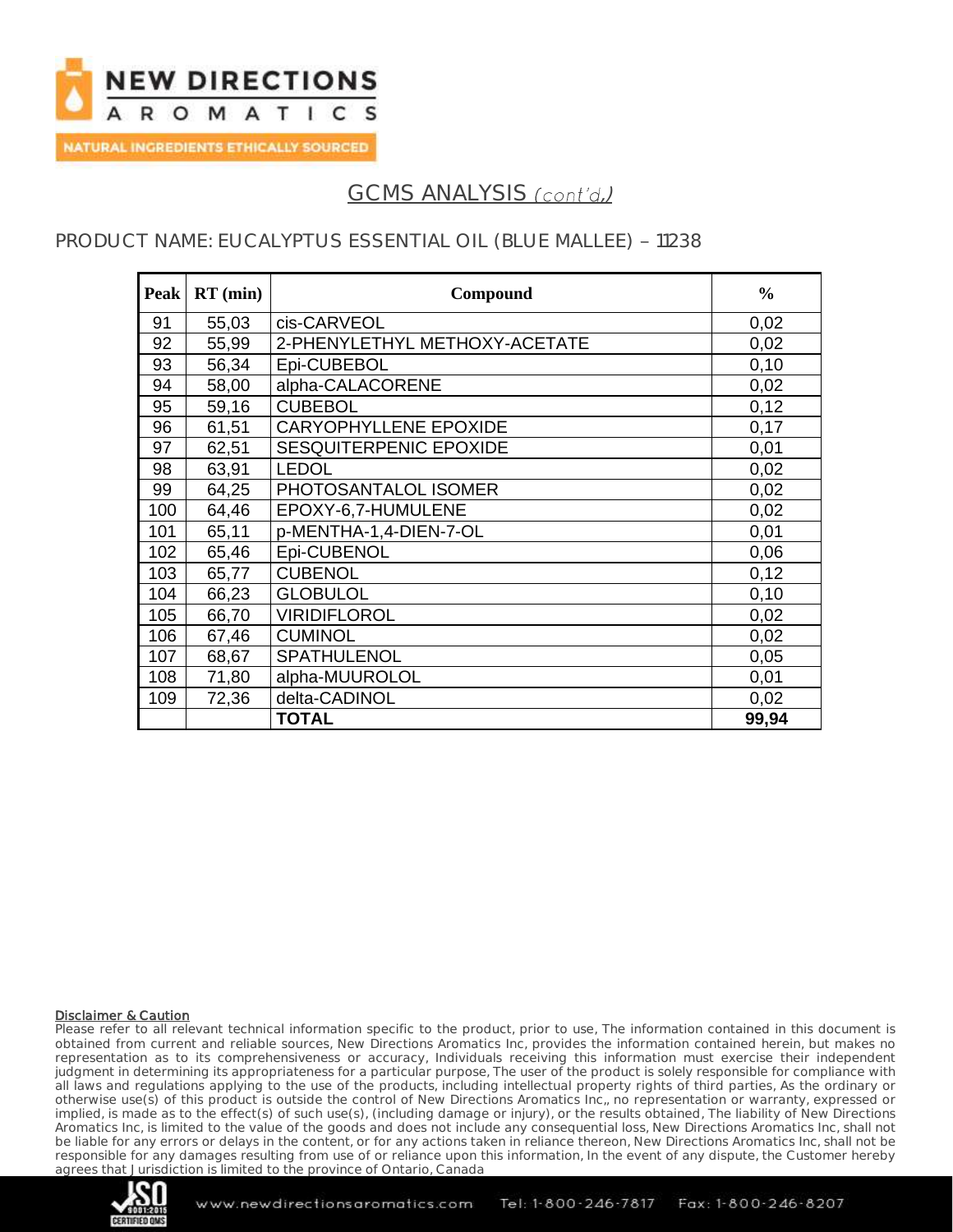## GCMS ANALYSIS *(cont'd.)*

### PRODUCT NAME: EUCALYPTUS ESSENTIAL OIL (BLUE MALLEE) – 11238

| Peak | RT (min) | Compound | % |
|---|---|---|---|
| 91 | 55,03 | cis-CARVEOL | 0,02 |
| 92 | 55,99 | 2-PHENYLETHYL METHOXY-ACETATE | 0,02 |
| 93 | 56,34 | Epi-CUBEBOL | 0,10 |
| 94 | 58,00 | alpha-CALACORENE | 0,02 |
| 95 | 59,16 | CUBEBOL | 0,12 |
| 96 | 61,51 | CARYOPHYLLENE EPOXIDE | 0,17 |
| 97 | 62,51 | SESQUITERPENIC EPOXIDE | 0,01 |
| 98 | 63,91 | LEDOL | 0,02 |
| 99 | 64,25 | PHOTOSANTALOL ISOMER | 0,02 |
| 100 | 64,46 | EPOXY-6,7-HUMULENE | 0,02 |
| 101 | 65,11 | p-MENTHA-1,4-DIEN-7-OL | 0,01 |
| 102 | 65,46 | Epi-CUBENOL | 0,06 |
| 103 | 65,77 | CUBENOL | 0,12 |
| 104 | 66,23 | GLOBULOL | 0,10 |
| 105 | 66,70 | VIRIDIFLOROL | 0,02 |
| 106 | 67,46 | CUMINOL | 0,02 |
| 107 | 68,67 | SPATHULENOL | 0,05 |
| 108 | 71,80 | alpha-MUUROLOL | 0,01 |
| 109 | 72,36 | delta-CADINOL | 0,02 |
| | | **TOTAL** | **99,94** |

**Disclaimer & Caution**

Please refer to all relevant technical information specific to the product, prior to use, The information contained in this document is obtained from current and reliable sources, New Directions Aromatics Inc, provides the information contained herein, but makes no representation as to its comprehensiveness or accuracy, Individuals receiving this information must exercise their independent judgment in determining its appropriateness for a particular purpose, The user of the product is solely responsible for compliance with all laws and regulations applying to the use of the products, including intellectual property rights of third parties, As the ordinary or otherwise use(s) of this product is outside the control of New Directions Aromatics Inc,, no representation or warranty, expressed or implied, is made as to the effect(s) of such use(s), (including damage or injury), or the results obtained, The liability of New Directions Aromatics Inc, is limited to the value of the goods and does not include any consequential loss, New Directions Aromatics Inc, shall not be liable for any errors or delays in the content, or for any actions taken in reliance thereon, New Directions Aromatics Inc, shall not be responsible for any damages resulting from use of or reliance upon this information, In the event of any dispute, the Customer hereby agrees that Jurisdiction is limited to the province of Ontario, Canada